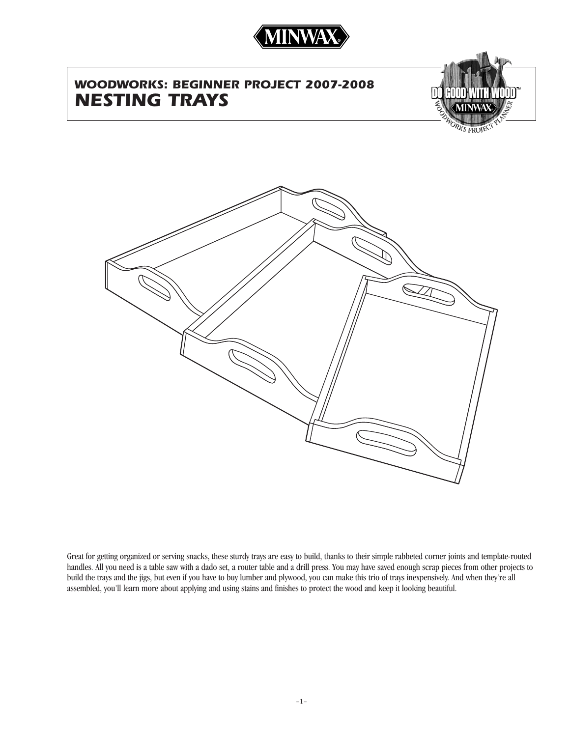# WOODWORKS: BEGINNER PROJECT 2007-2008

# NESTING TRAYS

Great for getting organized or serving snacks, these sturdy trays are easy to build, thanks to their simple rabbeted corner joints and template-routed handles. All you need is a table saw with a dado set, a router table and a drill press. You may have saved enough scrap pieces from other projects to build the trays and the jigs, but even if you have to buy lumber and plywood, you can make this trio of trays inexpensively. And when they're all assembled, you'll learn more about applying and using stains and finishes to protect the wood and keep it looking beautiful.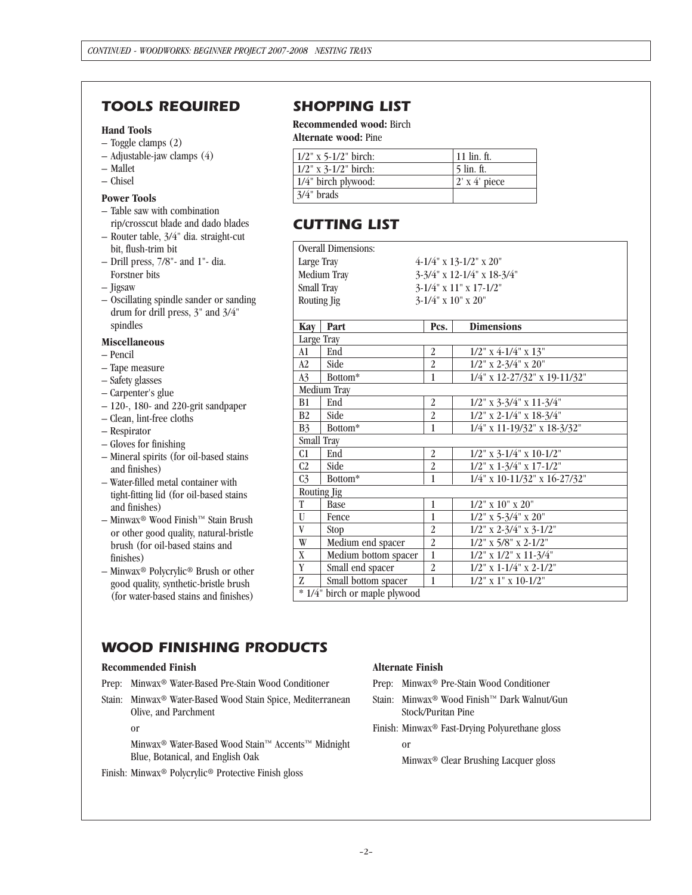## TOOLS REQUIRED

**Hand Tools**

- Toggle clamps (2)
- Adjustable-jaw clamps (4)
- Mallet
- Chisel

**Power Tools**

- Table saw with combination rip/crosscut blade and dado blades
- Router table, 3/4" dia. straight-cut bit, flush-trim bit
- Drill press, 7/8"- and 1"- dia. Forstner bits
- Jigsaw
- Oscillating spindle sander or sanding drum for drill press, 3" and 3/4" spindles

**Miscellaneous**

- Pencil
- Tape measure
- Safety glasses
- Carpenter's glue
- 120-, 180- and 220-grit sandpaper
- Clean, lint-free cloths
- Respirator
- Gloves for finishing
- Mineral spirits (for oil-based stains and finishes)
- Water-filled metal container with tight-fitting lid (for oil-based stains and finishes)
- Minwax® Wood Finish™ Stain Brush or other good quality, natural-bristle brush (for oil-based stains and finishes)
- Minwax® Polycrylic® Brush or other good quality, synthetic-bristle brush (for water-based stains and finishes)

## SHOPPING LIST

**Recommended wood:** Birch
**Alternate wood:** Pine

| | |
|---|---|
| 1/2" x 5-1/2" birch: | 11 lin. ft. |
| 1/2" x 3-1/2" birch: | 5 lin. ft. |
| 1/4" birch plywood: | 2' x 4' piece |
| 3/4" brads | |

## CUTTING LIST

Overall Dimensions:

| | |
|---|---|
| Large Tray | 4-1/4" x 13-1/2" x 20" |
| Medium Tray | 3-3/4" x 12-1/4" x 18-3/4" |
| Small Tray | 3-1/4" x 11" x 17-1/2" |
| Routing Jig | 3-1/4" x 10" x 20" |

| Kay | Part | Pcs. | Dimensions |
|---|---|---|---|
| Large Tray | | | |
| A1 | End | 2 | 1/2" x 4-1/4" x 13" |
| A2 | Side | 2 | 1/2" x 2-3/4" x 20" |
| A3 | Bottom* | 1 | 1/4" x 12-27/32" x 19-11/32" |
| Medium Tray | | | |
| B1 | End | 2 | 1/2" x 3-3/4" x 11-3/4" |
| B2 | Side | 2 | 1/2" x 2-1/4" x 18-3/4" |
| B3 | Bottom* | 1 | 1/4" x 11-19/32" x 18-3/32" |
| Small Tray | | | |
| C1 | End | 2 | 1/2" x 3-1/4" x 10-1/2" |
| C2 | Side | 2 | 1/2" x 1-3/4" x 17-1/2" |
| C3 | Bottom* | 1 | 1/4" x 10-11/32" x 16-27/32" |
| Routing Jig | | | |
| T | Base | 1 | 1/2" x 10" x 20" |
| U | Fence | 1 | 1/2" x 5-3/4" x 20" |
| V | Stop | 2 | 1/2" x 2-3/4" x 3-1/2" |
| W | Medium end spacer | 2 | 1/2" x 5/8" x 2-1/2" |
| X | Medium bottom spacer | 1 | 1/2" x 1/2" x 11-3/4" |
| Y | Small end spacer | 2 | 1/2" x 1-1/4" x 2-1/2" |
| Z | Small bottom spacer | 1 | 1/2" x 1" x 10-1/2" |

\* 1/4" birch or maple plywood

## WOOD FINISHING PRODUCTS

**Recommended Finish**

Prep: Minwax® Water-Based Pre-Stain Wood Conditioner

Stain: Minwax® Water-Based Wood Stain Spice, Mediterranean Olive, and Parchment

or

Minwax® Water-Based Wood Stain™ Accents™ Midnight Blue, Botanical, and English Oak

Finish: Minwax® Polycrylic® Protective Finish gloss

**Alternate Finish**

Prep: Minwax® Pre-Stain Wood Conditioner

Stain: Minwax® Wood Finish™ Dark Walnut/Gun Stock/Puritan Pine

Finish: Minwax® Fast-Drying Polyurethane gloss

or

Minwax® Clear Brushing Lacquer gloss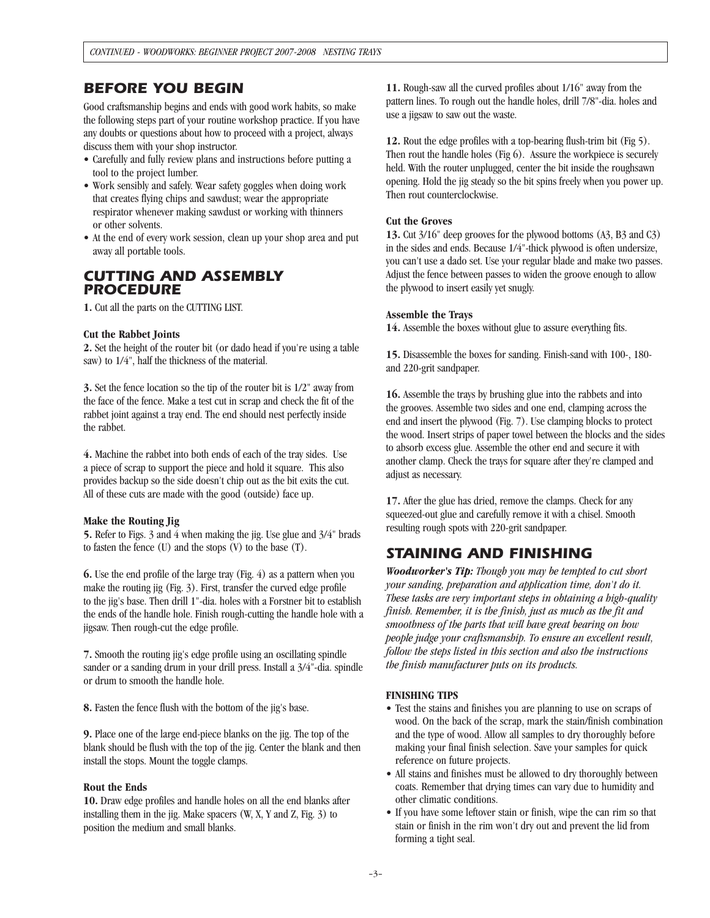## BEFORE YOU BEGIN

Good craftsmanship begins and ends with good work habits, so make the following steps part of your routine workshop practice. If you have any doubts or questions about how to proceed with a project, always discuss them with your shop instructor.

- Carefully and fully review plans and instructions before putting a tool to the project lumber.
- Work sensibly and safely. Wear safety goggles when doing work that creates flying chips and sawdust; wear the appropriate respirator whenever making sawdust or working with thinners or other solvents.
- At the end of every work session, clean up your shop area and put away all portable tools.

## CUTTING AND ASSEMBLY PROCEDURE

**1.** Cut all the parts on the CUTTING LIST.

### Cut the Rabbet Joints

**2.** Set the height of the router bit (or dado head if you're using a table saw) to 1/4", half the thickness of the material.

**3.** Set the fence location so the tip of the router bit is 1/2" away from the face of the fence. Make a test cut in scrap and check the fit of the rabbet joint against a tray end. The end should nest perfectly inside the rabbet.

**4.** Machine the rabbet into both ends of each of the tray sides. Use a piece of scrap to support the piece and hold it square. This also provides backup so the side doesn't chip out as the bit exits the cut. All of these cuts are made with the good (outside) face up.

### Make the Routing Jig

**5.** Refer to Figs. 3 and 4 when making the jig. Use glue and 3/4" brads to fasten the fence (U) and the stops (V) to the base (T).

**6.** Use the end profile of the large tray (Fig. 4) as a pattern when you make the routing jig (Fig. 3). First, transfer the curved edge profile to the jig's base. Then drill 1"-dia. holes with a Forstner bit to establish the ends of the handle hole. Finish rough-cutting the handle hole with a jigsaw. Then rough-cut the edge profile.

**7.** Smooth the routing jig's edge profile using an oscillating spindle sander or a sanding drum in your drill press. Install a 3/4"-dia. spindle or drum to smooth the handle hole.

**8.** Fasten the fence flush with the bottom of the jig's base.

**9.** Place one of the large end-piece blanks on the jig. The top of the blank should be flush with the top of the jig. Center the blank and then install the stops. Mount the toggle clamps.

### Rout the Ends

**10.** Draw edge profiles and handle holes on all the end blanks after installing them in the jig. Make spacers (W, X, Y and Z, Fig. 3) to position the medium and small blanks.

**11.** Rough-saw all the curved profiles about 1/16" away from the pattern lines. To rough out the handle holes, drill 7/8"-dia. holes and use a jigsaw to saw out the waste.

**12.** Rout the edge profiles with a top-bearing flush-trim bit (Fig 5). Then rout the handle holes (Fig 6). Assure the workpiece is securely held. With the router unplugged, center the bit inside the roughsawn opening. Hold the jig steady so the bit spins freely when you power up. Then rout counterclockwise.

### Cut the Groves

**13.** Cut 3/16" deep grooves for the plywood bottoms (A3, B3 and C3) in the sides and ends. Because 1/4"-thick plywood is often undersize, you can't use a dado set. Use your regular blade and make two passes. Adjust the fence between passes to widen the groove enough to allow the plywood to insert easily yet snugly.

### Assemble the Trays

**14.** Assemble the boxes without glue to assure everything fits.

**15.** Disassemble the boxes for sanding. Finish-sand with 100-, 180- and 220-grit sandpaper.

**16.** Assemble the trays by brushing glue into the rabbets and into the grooves. Assemble two sides and one end, clamping across the end and insert the plywood (Fig. 7). Use clamping blocks to protect the wood. Insert strips of paper towel between the blocks and the sides to absorb excess glue. Assemble the other end and secure it with another clamp. Check the trays for square after they're clamped and adjust as necessary.

**17.** After the glue has dried, remove the clamps. Check for any squeezed-out glue and carefully remove it with a chisel. Smooth resulting rough spots with 220-grit sandpaper.

## STAINING AND FINISHING

***Woodworker's Tip:*** *Though you may be tempted to cut short your sanding, preparation and application time, don't do it. These tasks are very important steps in obtaining a high-quality finish. Remember, it is the finish, just as much as the fit and smoothness of the parts that will have great bearing on how people judge your craftsmanship. To ensure an excellent result, follow the steps listed in this section and also the instructions the finish manufacturer puts on its products.*

### FINISHING TIPS

- Test the stains and finishes you are planning to use on scraps of wood. On the back of the scrap, mark the stain/finish combination and the type of wood. Allow all samples to dry thoroughly before making your final finish selection. Save your samples for quick reference on future projects.
- All stains and finishes must be allowed to dry thoroughly between coats. Remember that drying times can vary due to humidity and other climatic conditions.
- If you have some leftover stain or finish, wipe the can rim so that stain or finish in the rim won't dry out and prevent the lid from forming a tight seal.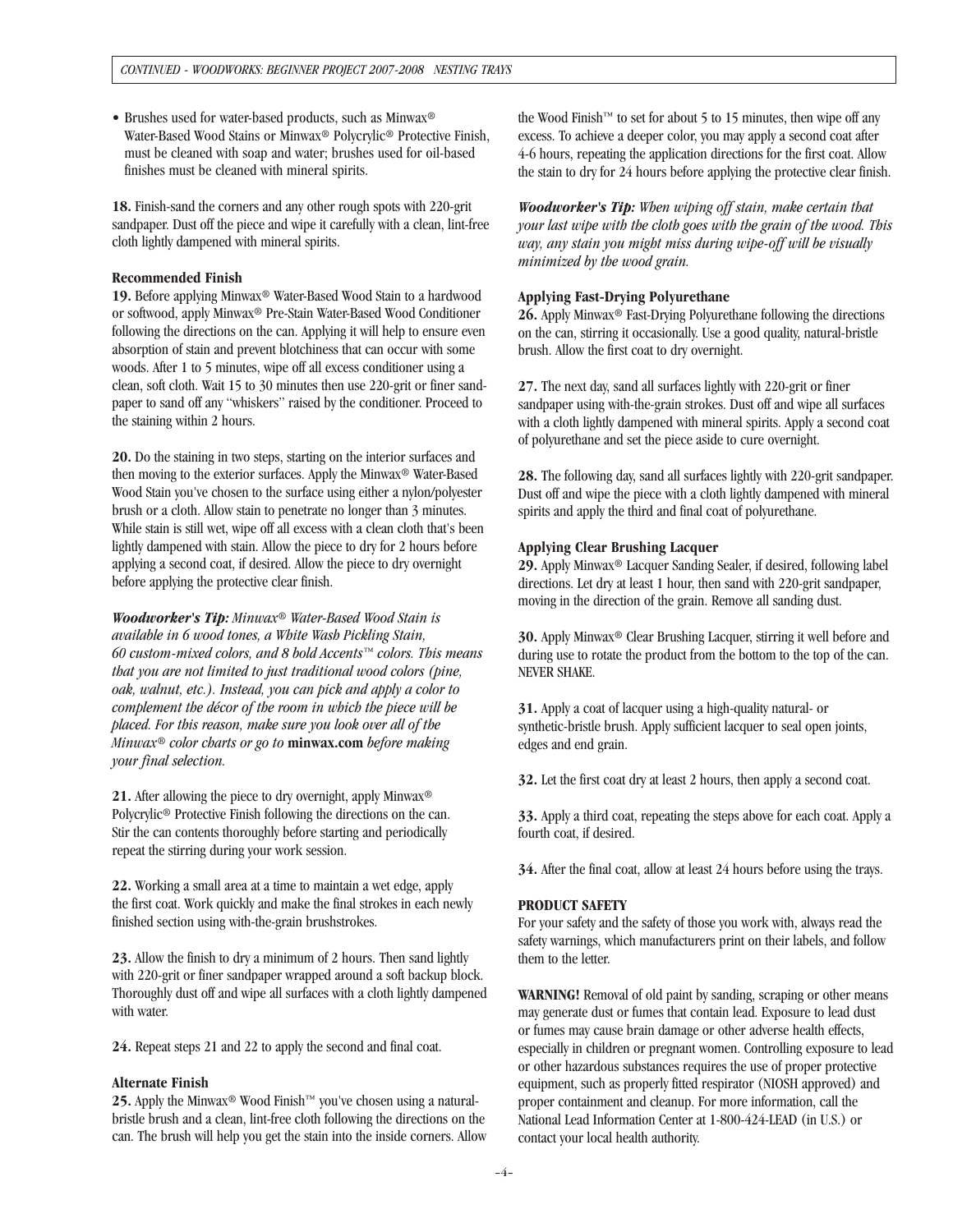- Brushes used for water-based products, such as Minwax® Water-Based Wood Stains or Minwax® Polycrylic® Protective Finish, must be cleaned with soap and water; brushes used for oil-based finishes must be cleaned with mineral spirits.

**18.** Finish-sand the corners and any other rough spots with 220-grit sandpaper. Dust off the piece and wipe it carefully with a clean, lint-free cloth lightly dampened with mineral spirits.

**Recommended Finish**

**19.** Before applying Minwax® Water-Based Wood Stain to a hardwood or softwood, apply Minwax® Pre-Stain Water-Based Wood Conditioner following the directions on the can. Applying it will help to ensure even absorption of stain and prevent blotchiness that can occur with some woods. After 1 to 5 minutes, wipe off all excess conditioner using a clean, soft cloth. Wait 15 to 30 minutes then use 220-grit or finer sandpaper to sand off any "whiskers" raised by the conditioner. Proceed to the staining within 2 hours.

**20.** Do the staining in two steps, starting on the interior surfaces and then moving to the exterior surfaces. Apply the Minwax® Water-Based Wood Stain you've chosen to the surface using either a nylon/polyester brush or a cloth. Allow stain to penetrate no longer than 3 minutes. While stain is still wet, wipe off all excess with a clean cloth that's been lightly dampened with stain. Allow the piece to dry for 2 hours before applying a second coat, if desired. Allow the piece to dry overnight before applying the protective clear finish.

***Woodworker's Tip:*** *Minwax® Water-Based Wood Stain is available in 6 wood tones, a White Wash Pickling Stain, 60 custom-mixed colors, and 8 bold Accents™ colors. This means that you are not limited to just traditional wood colors (pine, oak, walnut, etc.). Instead, you can pick and apply a color to complement the décor of the room in which the piece will be placed. For this reason, make sure you look over all of the Minwax® color charts or go to* **minwax.com** *before making your final selection.*

**21.** After allowing the piece to dry overnight, apply Minwax® Polycrylic® Protective Finish following the directions on the can. Stir the can contents thoroughly before starting and periodically repeat the stirring during your work session.

**22.** Working a small area at a time to maintain a wet edge, apply the first coat. Work quickly and make the final strokes in each newly finished section using with-the-grain brushstrokes.

**23.** Allow the finish to dry a minimum of 2 hours. Then sand lightly with 220-grit or finer sandpaper wrapped around a soft backup block. Thoroughly dust off and wipe all surfaces with a cloth lightly dampened with water.

**24.** Repeat steps 21 and 22 to apply the second and final coat.

**Alternate Finish**

**25.** Apply the Minwax® Wood Finish™ you've chosen using a natural-bristle brush and a clean, lint-free cloth following the directions on the can. The brush will help you get the stain into the inside corners. Allow the Wood Finish™ to set for about 5 to 15 minutes, then wipe off any excess. To achieve a deeper color, you may apply a second coat after 4-6 hours, repeating the application directions for the first coat. Allow the stain to dry for 24 hours before applying the protective clear finish.

***Woodworker's Tip:*** *When wiping off stain, make certain that your last wipe with the cloth goes with the grain of the wood. This way, any stain you might miss during wipe-off will be visually minimized by the wood grain.*

**Applying Fast-Drying Polyurethane**

**26.** Apply Minwax® Fast-Drying Polyurethane following the directions on the can, stirring it occasionally. Use a good quality, natural-bristle brush. Allow the first coat to dry overnight.

**27.** The next day, sand all surfaces lightly with 220-grit or finer sandpaper using with-the-grain strokes. Dust off and wipe all surfaces with a cloth lightly dampened with mineral spirits. Apply a second coat of polyurethane and set the piece aside to cure overnight.

**28.** The following day, sand all surfaces lightly with 220-grit sandpaper. Dust off and wipe the piece with a cloth lightly dampened with mineral spirits and apply the third and final coat of polyurethane.

**Applying Clear Brushing Lacquer**

**29.** Apply Minwax® Lacquer Sanding Sealer, if desired, following label directions. Let dry at least 1 hour, then sand with 220-grit sandpaper, moving in the direction of the grain. Remove all sanding dust.

**30.** Apply Minwax® Clear Brushing Lacquer, stirring it well before and during use to rotate the product from the bottom to the top of the can. NEVER SHAKE.

**31.** Apply a coat of lacquer using a high-quality natural- or synthetic-bristle brush. Apply sufficient lacquer to seal open joints, edges and end grain.

**32.** Let the first coat dry at least 2 hours, then apply a second coat.

**33.** Apply a third coat, repeating the steps above for each coat. Apply a fourth coat, if desired.

**34.** After the final coat, allow at least 24 hours before using the trays.

**PRODUCT SAFETY**

For your safety and the safety of those you work with, always read the safety warnings, which manufacturers print on their labels, and follow them to the letter.

**WARNING!** Removal of old paint by sanding, scraping or other means may generate dust or fumes that contain lead. Exposure to lead dust or fumes may cause brain damage or other adverse health effects, especially in children or pregnant women. Controlling exposure to lead or other hazardous substances requires the use of proper protective equipment, such as properly fitted respirator (NIOSH approved) and proper containment and cleanup. For more information, call the National Lead Information Center at 1-800-424-LEAD (in U.S.) or contact your local health authority.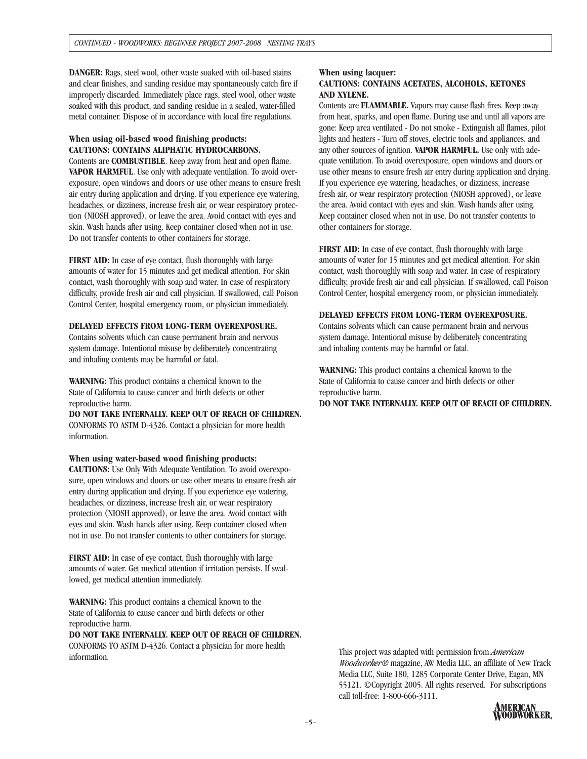**DANGER:** Rags, steel wool, other waste soaked with oil-based stains and clear finishes, and sanding residue may spontaneously catch fire if improperly discarded. Immediately place rags, steel wool, other waste soaked with this product, and sanding residue in a sealed, water-filled metal container. Dispose of in accordance with local fire regulations.

**When using oil-based wood finishing products:**
**CAUTIONS: CONTAINS ALIPHATIC HYDROCARBONS.**
Contents are **COMBUSTIBLE**. Keep away from heat and open flame. **VAPOR HARMFUL**. Use only with adequate ventilation. To avoid overexposure, open windows and doors or use other means to ensure fresh air entry during application and drying. If you experience eye watering, headaches, or dizziness, increase fresh air, or wear respiratory protection (NIOSH approved), or leave the area. Avoid contact with eyes and skin. Wash hands after using. Keep container closed when not in use. Do not transfer contents to other containers for storage.

**FIRST AID:** In case of eye contact, flush thoroughly with large amounts of water for 15 minutes and get medical attention. For skin contact, wash thoroughly with soap and water. In case of respiratory difficulty, provide fresh air and call physician. If swallowed, call Poison Control Center, hospital emergency room, or physician immediately.

**DELAYED EFFECTS FROM LONG-TERM OVEREXPOSURE.**
Contains solvents which can cause permanent brain and nervous system damage. Intentional misuse by deliberately concentrating and inhaling contents may be harmful or fatal.

**WARNING:** This product contains a chemical known to the State of California to cause cancer and birth defects or other reproductive harm.
**DO NOT TAKE INTERNALLY. KEEP OUT OF REACH OF CHILDREN.**
CONFORMS TO ASTM D-4326. Contact a physician for more health information.

**When using water-based wood finishing products:**
**CAUTIONS:** Use Only With Adequate Ventilation. To avoid overexposure, open windows and doors or use other means to ensure fresh air entry during application and drying. If you experience eye watering, headaches, or dizziness, increase fresh air, or wear respiratory protection (NIOSH approved), or leave the area. Avoid contact with eyes and skin. Wash hands after using. Keep container closed when not in use. Do not transfer contents to other containers for storage.

**FIRST AID:** In case of eye contact, flush thoroughly with large amounts of water. Get medical attention if irritation persists. If swallowed, get medical attention immediately.

**WARNING:** This product contains a chemical known to the State of California to cause cancer and birth defects or other reproductive harm.
**DO NOT TAKE INTERNALLY. KEEP OUT OF REACH OF CHILDREN.**
CONFORMS TO ASTM D-4326. Contact a physician for more health information.

**When using lacquer:**
**CAUTIONS: CONTAINS ACETATES, ALCOHOLS, KETONES AND XYLENE.**
Contents are **FLAMMABLE.** Vapors may cause flash fires. Keep away from heat, sparks, and open flame. During use and until all vapors are gone: Keep area ventilated - Do not smoke - Extinguish all flames, pilot lights and heaters - Turn off stoves, electric tools and appliances, and any other sources of ignition. **VAPOR HARMFUL.** Use only with adequate ventilation. To avoid overexposure, open windows and doors or use other means to ensure fresh air entry during application and drying. If you experience eye watering, headaches, or dizziness, increase fresh air, or wear respiratory protection (NIOSH approved), or leave the area. Avoid contact with eyes and skin. Wash hands after using. Keep container closed when not in use. Do not transfer contents to other containers for storage.

**FIRST AID:** In case of eye contact, flush thoroughly with large amounts of water for 15 minutes and get medical attention. For skin contact, wash thoroughly with soap and water. In case of respiratory difficulty, provide fresh air and call physician. If swallowed, call Poison Control Center, hospital emergency room, or physician immediately.

**DELAYED EFFECTS FROM LONG-TERM OVEREXPOSURE.**
Contains solvents which can cause permanent brain and nervous system damage. Intentional misuse by deliberately concentrating and inhaling contents may be harmful or fatal.

**WARNING:** This product contains a chemical known to the State of California to cause cancer and birth defects or other reproductive harm.
**DO NOT TAKE INTERNALLY. KEEP OUT OF REACH OF CHILDREN.**

This project was adapted with permission from *American Woodworker®* magazine, AW Media LLC, an affiliate of New Track Media LLC, Suite 180, 1285 Corporate Center Drive, Eagan, MN 55121. ©Copyright 2005. All rights reserved. For subscriptions call toll-free: 1-800-666-3111.

AMERICAN WOODWORKER.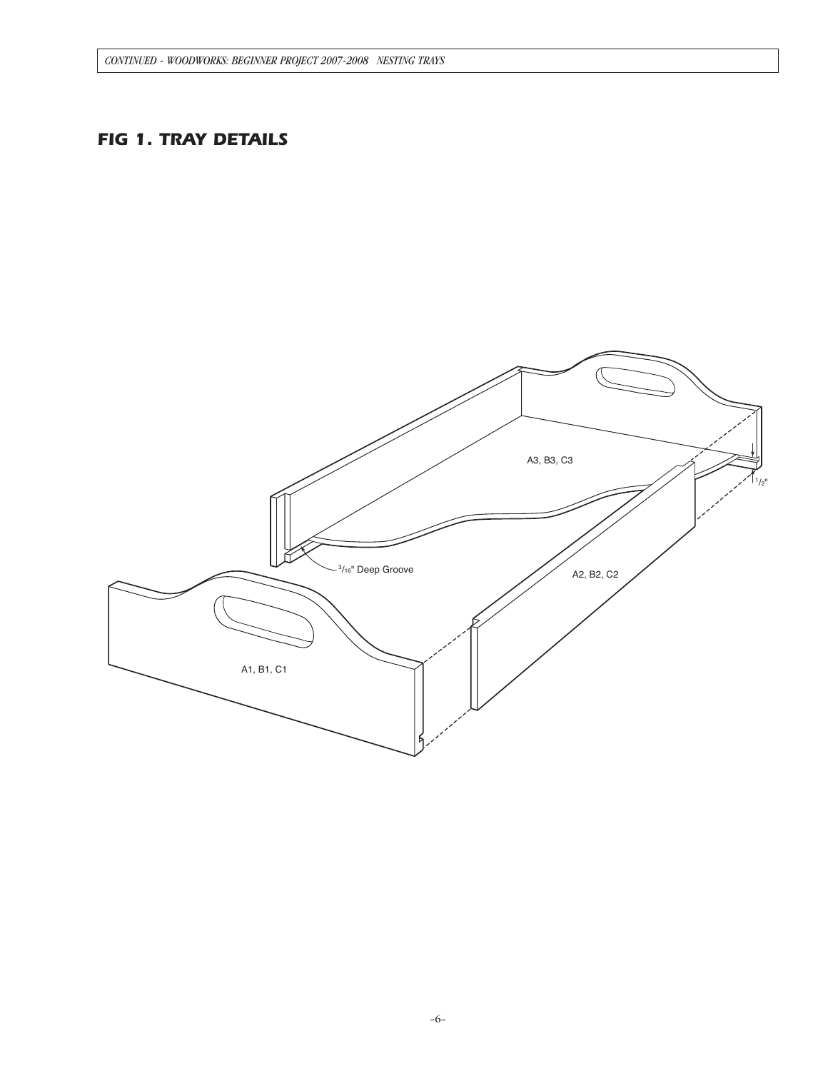## FIG 1. TRAY DETAILS

A3, B3, C3

1/2"

3/16" Deep Groove

A2, B2, C2

A1, B1, C1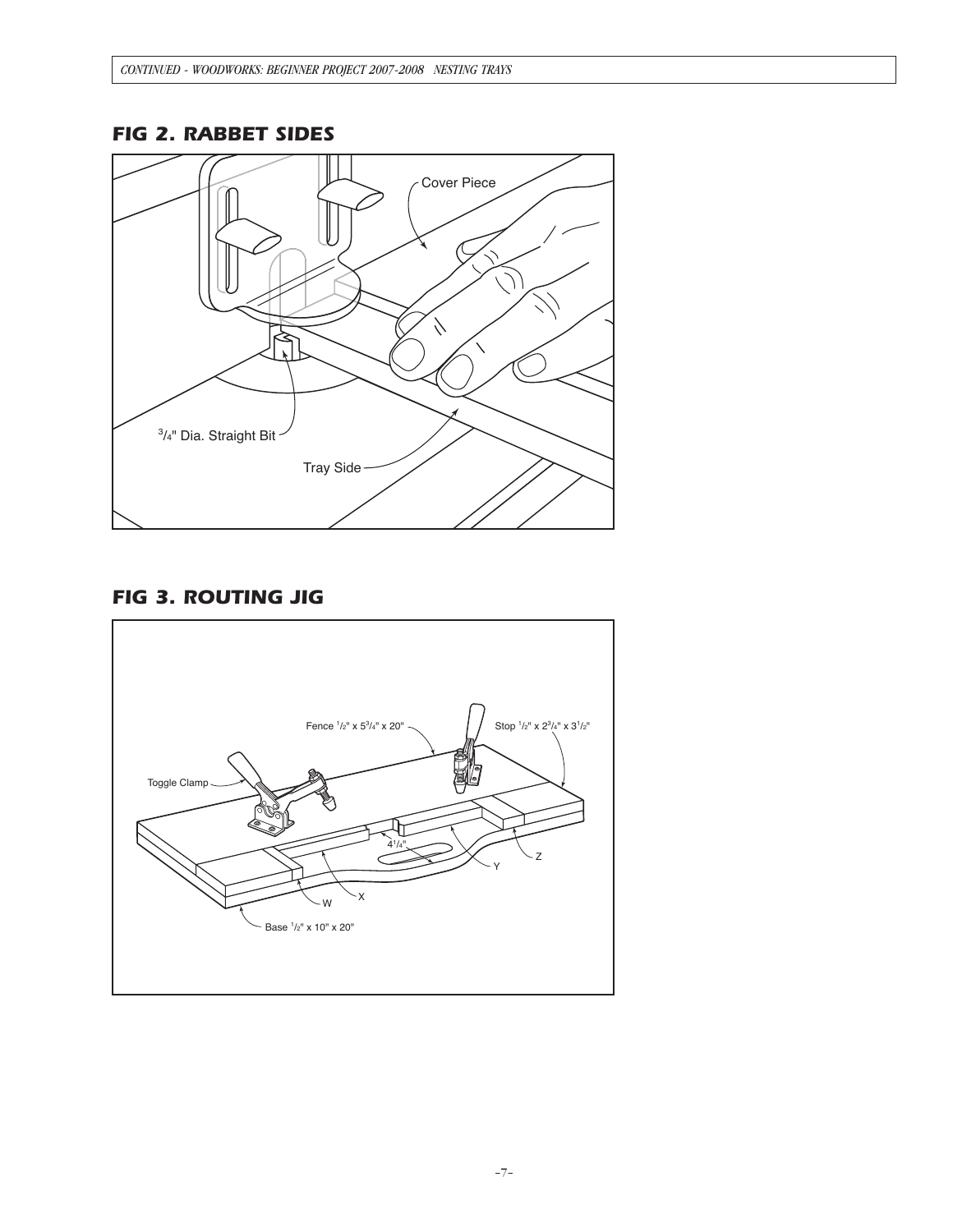## FIG 2. RABBET SIDES

Cover Piece

$^{3}/_{4}$" Dia. Straight Bit

Tray Side

## FIG 3. ROUTING JIG

Fence $^{1}/_{2}$" x $5^{3}/_{4}$" x 20"

Stop $^{1}/_{2}$" x $2^{3}/_{4}$" x $3^{1}/_{2}$"

Toggle Clamp

$4^{1}/_{4}$"

Z

Y

X

W

Base $^{1}/_{2}$" x 10" x 20"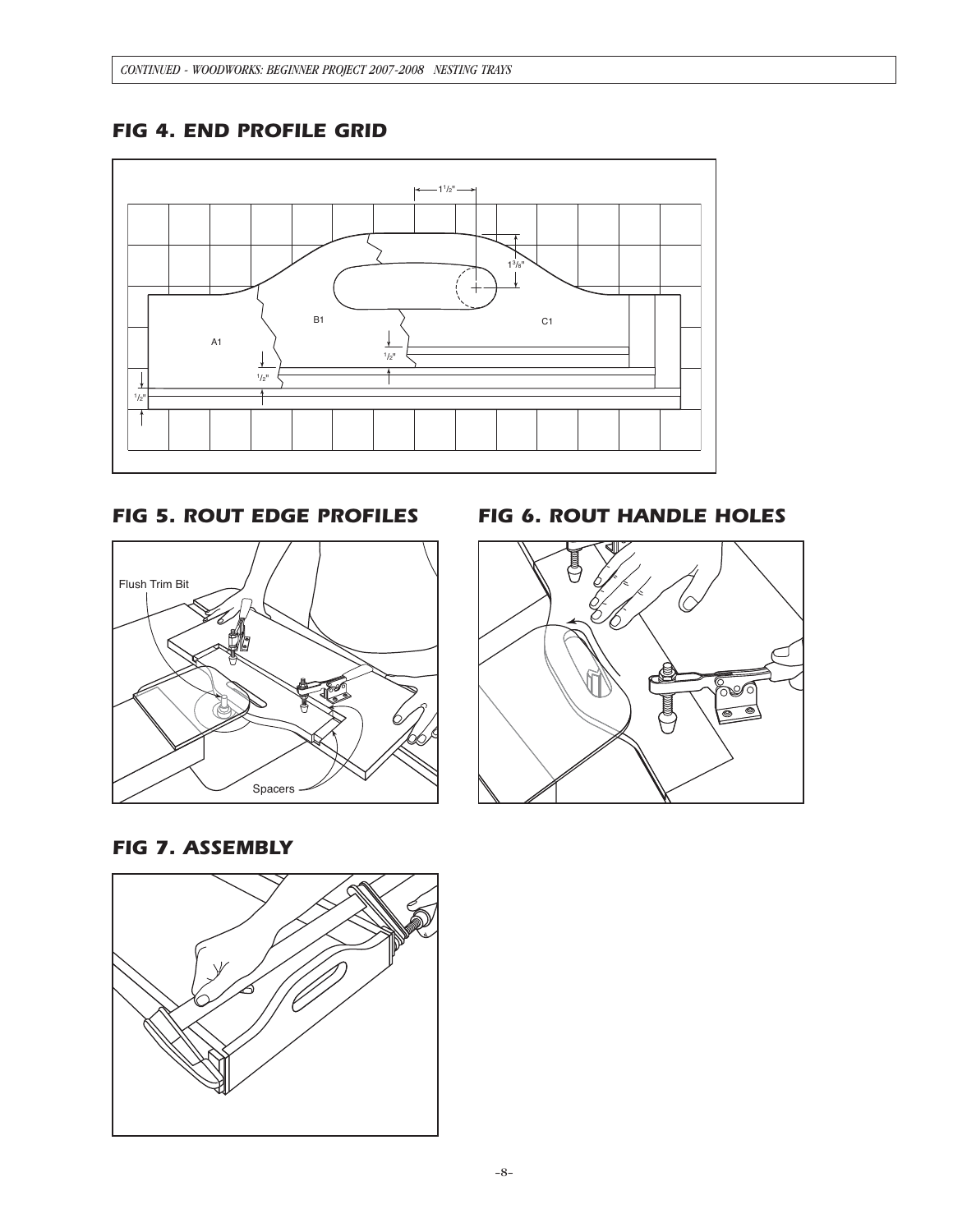## FIG 4. END PROFILE GRID

1 1/2"

1 3/8"

B1

A1

C1

1/2"

1/2"

1/2"

## FIG 5. ROUT EDGE PROFILES

Flush Trim Bit

Spacers

## FIG 6. ROUT HANDLE HOLES

## FIG 7. ASSEMBLY